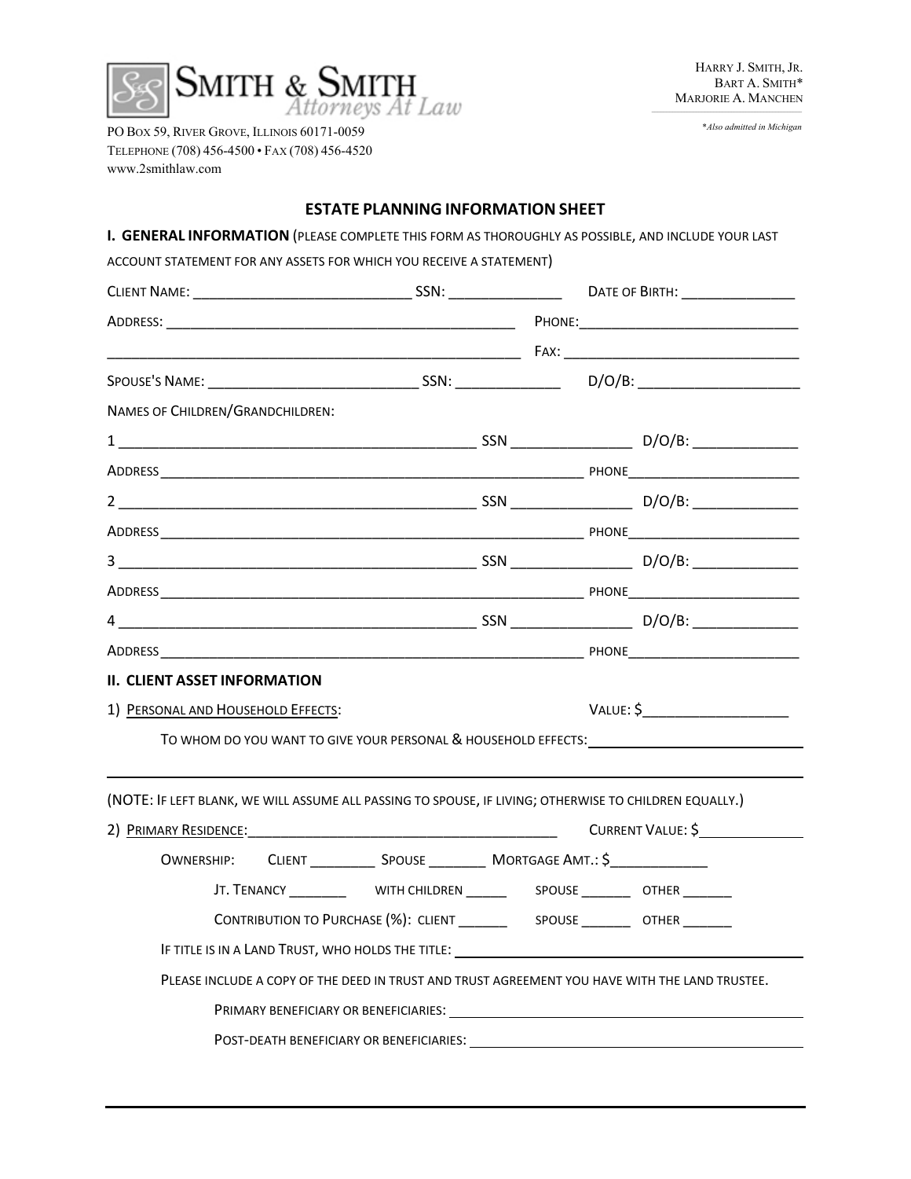**SMITH & SMITH**
*Attorneys At Law*

PO BOX 59, RIVER GROVE, ILLINOIS 60171-0059
TELEPHONE (708) 456-4500 • FAX (708) 456-4520
www.2smithlaw.com

HARRY J. SMITH, JR.
BART A. SMITH*
MARJORIE A. MANCHEN

*Also admitted in Michigan

## ESTATE PLANNING INFORMATION SHEET

**I. GENERAL INFORMATION** (PLEASE COMPLETE THIS FORM AS THOROUGHLY AS POSSIBLE, AND INCLUDE YOUR LAST ACCOUNT STATEMENT FOR ANY ASSETS FOR WHICH YOU RECEIVE A STATEMENT)

CLIENT NAME: ___________________________ SSN: ______________ DATE OF BIRTH: ______________

ADDRESS: ___________________________________________ PHONE: ____________________________

_________________________________________________ FAX: ______________________________

SPOUSE'S NAME: __________________________ SSN: _____________ D/O/B: ____________________

NAMES OF CHILDREN/GRANDCHILDREN:

1 ___________________________________________ SSN _______________ D/O/B: _____________

ADDRESS _______________________________________________________ PHONE______________________

2 ___________________________________________ SSN _______________ D/O/B: _____________

ADDRESS _______________________________________________________ PHONE______________________

3 ___________________________________________ SSN _______________ D/O/B: _____________

ADDRESS _______________________________________________________ PHONE______________________

4 ___________________________________________ SSN _______________ D/O/B: _____________

ADDRESS _______________________________________________________ PHONE______________________

**II. CLIENT ASSET INFORMATION**

1) PERSONAL AND HOUSEHOLD EFFECTS: VALUE: $__________________

TO WHOM DO YOU WANT TO GIVE YOUR PERSONAL & HOUSEHOLD EFFECTS: ________________________

______________________________________________________________________________

(NOTE: IF LEFT BLANK, WE WILL ASSUME ALL PASSING TO SPOUSE, IF LIVING; OTHERWISE TO CHILDREN EQUALLY.)

2) PRIMARY RESIDENCE: ________________________________________ CURRENT VALUE: $_____________

OWNERSHIP: CLIENT ________ SPOUSE _______ MORTGAGE AMT.: $____________

JT. TENANCY _______ WITH CHILDREN _____ SPOUSE ______ OTHER ______

CONTRIBUTION TO PURCHASE (%): CLIENT ______ SPOUSE ______ OTHER ______

IF TITLE IS IN A LAND TRUST, WHO HOLDS THE TITLE: ________________________________________

PLEASE INCLUDE A COPY OF THE DEED IN TRUST AND TRUST AGREEMENT YOU HAVE WITH THE LAND TRUSTEE.

PRIMARY BENEFICIARY OR BENEFICIARIES: ________________________________________

POST-DEATH BENEFICIARY OR BENEFICIARIES: ________________________________________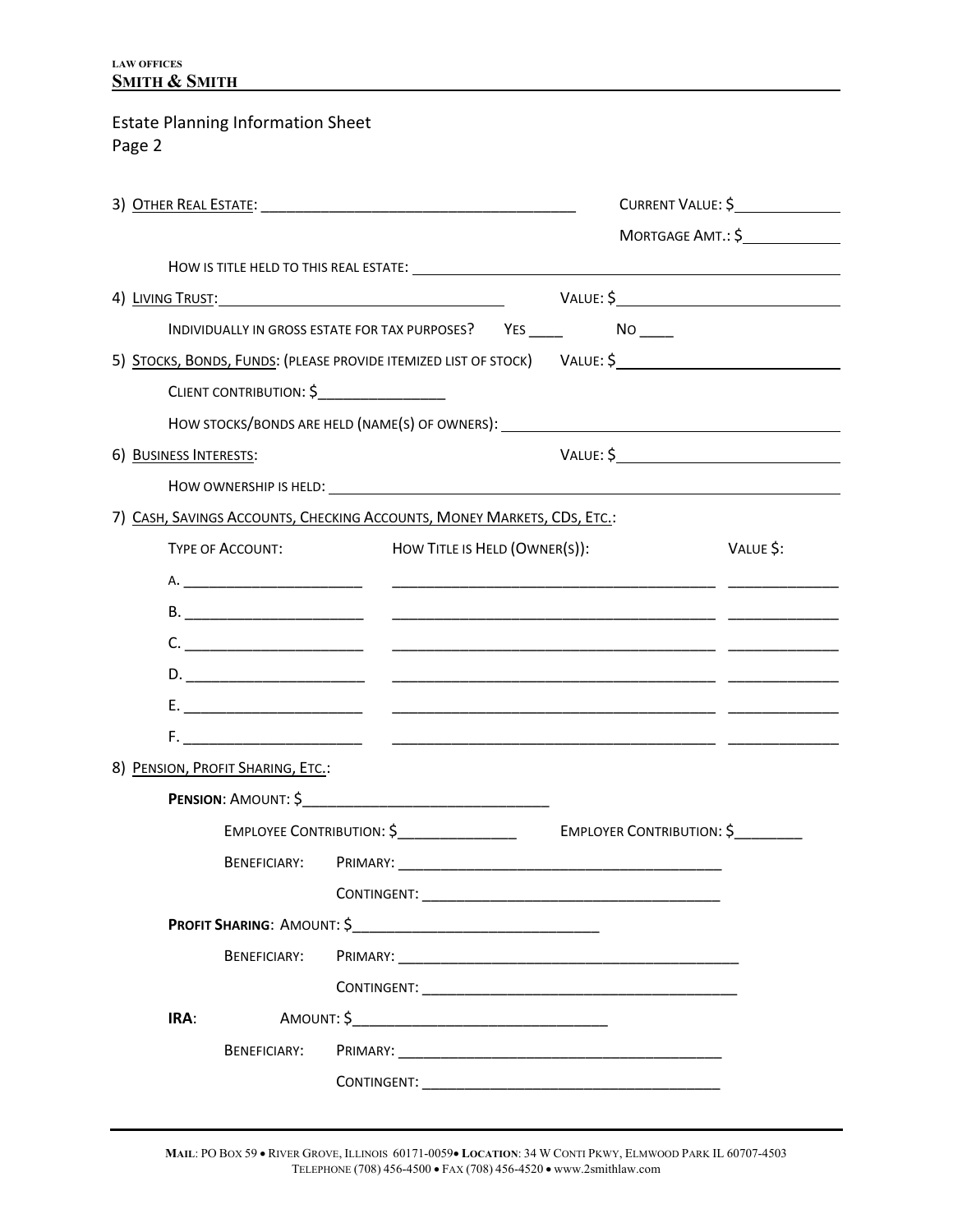**LAW OFFICES**
**SMITH & SMITH**

Estate Planning Information Sheet
Page 2

3) OTHER REAL ESTATE: ______________________________ CURRENT VALUE: $__________

MORTGAGE AMT.: $__________

HOW IS TITLE HELD TO THIS REAL ESTATE: ______________________________

4) LIVING TRUST: ______________________________ VALUE: $__________

INDIVIDUALLY IN GROSS ESTATE FOR TAX PURPOSES? YES ____ NO ____

5) STOCKS, BONDS, FUNDS: (PLEASE PROVIDE ITEMIZED LIST OF STOCK) VALUE: $__________

CLIENT CONTRIBUTION: $__________

HOW STOCKS/BONDS ARE HELD (NAME(S) OF OWNERS): ______________________________

6) BUSINESS INTERESTS: VALUE: $__________

HOW OWNERSHIP IS HELD: ______________________________

7) CASH, SAVINGS ACCOUNTS, CHECKING ACCOUNTS, MONEY MARKETS, CDS, ETC.:

| TYPE OF ACCOUNT: | HOW TITLE IS HELD (OWNER(S)): | VALUE $: |
|---|---|---|
| A. ____________ | ______________________________ | __________ |
| B. ____________ | ______________________________ | __________ |
| C. ____________ | ______________________________ | __________ |
| D. ____________ | ______________________________ | __________ |
| E. ____________ | ______________________________ | __________ |
| F. ____________ | ______________________________ | __________ |

8) PENSION, PROFIT SHARING, ETC.:

**PENSION**: AMOUNT: $______________________________

EMPLOYEE CONTRIBUTION: $______________ EMPLOYER CONTRIBUTION: $________

BENEFICIARY: PRIMARY: ______________________________

CONTINGENT: ______________________________

**PROFIT SHARING**: AMOUNT: $______________________________

BENEFICIARY: PRIMARY: ______________________________

CONTINGENT: ______________________________

**IRA**: AMOUNT: $______________________________

BENEFICIARY: PRIMARY: ______________________________

CONTINGENT: ______________________________

MAIL: PO BOX 59 • RIVER GROVE, ILLINOIS 60171-0059 • LOCATION: 34 W CONTI PKWY, ELMWOOD PARK IL 60707-4503
TELEPHONE (708) 456-4500 • FAX (708) 456-4520 • www.2smithlaw.com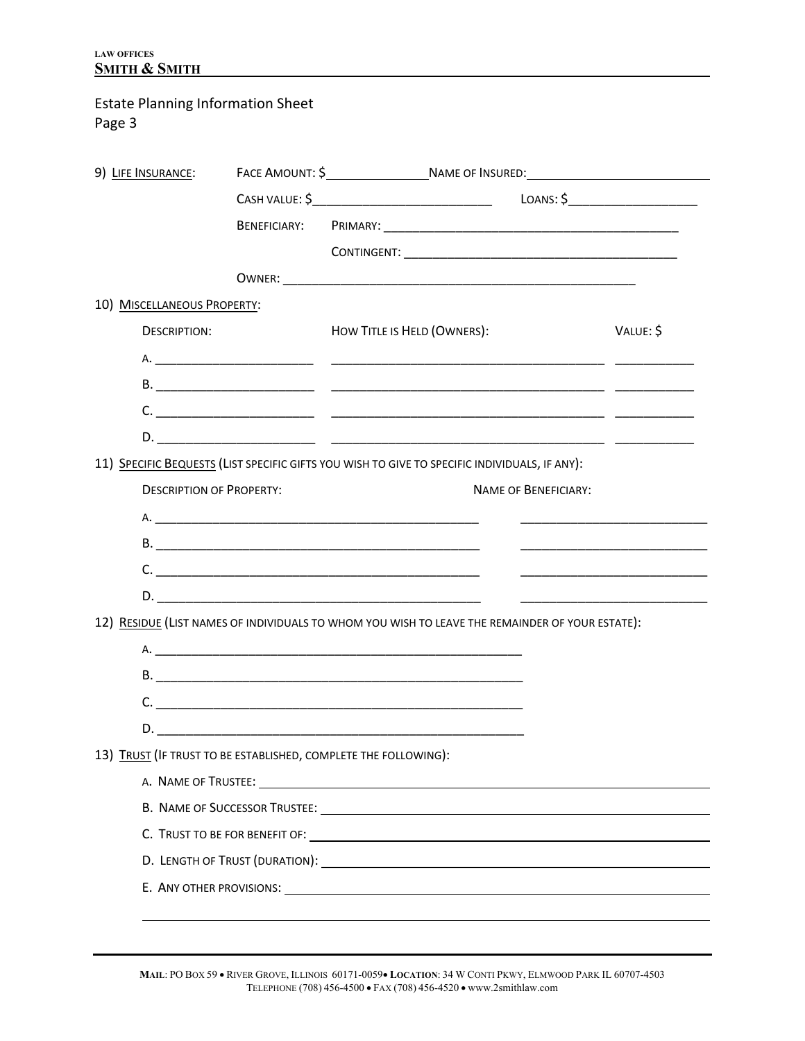LAW OFFICES
**SMITH & SMITH**

Estate Planning Information Sheet
Page 3

9) LIFE INSURANCE: FACE AMOUNT: $________________ NAME OF INSURED: ____________________________

CASH VALUE: $__________________________ LOANS: $___________________

BENEFICIARY: PRIMARY: ____________________________________________

CONTINGENT: ______________________________________

OWNER: ___________________________________________________

10) MISCELLANEOUS PROPERTY:

| DESCRIPTION: | HOW TITLE IS HELD (OWNERS): | VALUE: $ |
|---|---|---|
| A. ______________________ | ______________________________________ | ___________ |
| B. ______________________ | ______________________________________ | ___________ |
| C. ______________________ | ______________________________________ | ___________ |
| D. ______________________ | ______________________________________ | ___________ |

11) SPECIFIC BEQUESTS (LIST SPECIFIC GIFTS YOU WISH TO GIVE TO SPECIFIC INDIVIDUALS, IF ANY):

| DESCRIPTION OF PROPERTY: | NAME OF BENEFICIARY: |
|---|---|
| A. ______________________________________________ | __________________________ |
| B. ______________________________________________ | __________________________ |
| C. ______________________________________________ | __________________________ |
| D. ______________________________________________ | __________________________ |

12) RESIDUE (LIST NAMES OF INDIVIDUALS TO WHOM YOU WISH TO LEAVE THE REMAINDER OF YOUR ESTATE):

A. ____________________________________________________

B. ____________________________________________________

C. ____________________________________________________

D. ____________________________________________________

13) TRUST (IF TRUST TO BE ESTABLISHED, COMPLETE THE FOLLOWING):

A. NAME OF TRUSTEE: ____________________________________________________________

B. NAME OF SUCCESSOR TRUSTEE: ___________________________________________________

C. TRUST TO BE FOR BENEFIT OF: ___________________________________________________

D. LENGTH OF TRUST (DURATION): __________________________________________________

E. ANY OTHER PROVISIONS: _______________________________________________________

______________________________________________________________________________

**MAIL**: PO BOX 59 • RIVER GROVE, ILLINOIS 60171-0059 • **LOCATION**: 34 W CONTI PKWY, ELMWOOD PARK IL 60707-4503
TELEPHONE (708) 456-4500 • FAX (708) 456-4520 • www.2smithlaw.com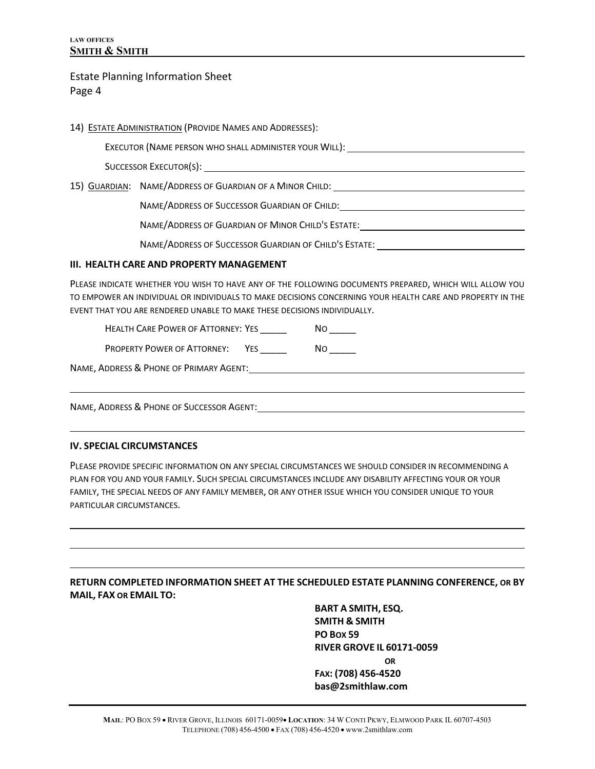Estate Planning Information Sheet
Page 4

14) ESTATE ADMINISTRATION (PROVIDE NAMES AND ADDRESSES):

EXECUTOR (NAME PERSON WHO SHALL ADMINISTER YOUR WILL): ______________________________

SUCCESSOR EXECUTOR(S): ______________________________

15) GUARDIAN: NAME/ADDRESS OF GUARDIAN OF A MINOR CHILD: ______________________________

NAME/ADDRESS OF SUCCESSOR GUARDIAN OF CHILD: ______________________________

NAME/ADDRESS OF GUARDIAN OF MINOR CHILD'S ESTATE: ______________________________

NAME/ADDRESS OF SUCCESSOR GUARDIAN OF CHILD'S ESTATE: ______________________________

## III. HEALTH CARE AND PROPERTY MANAGEMENT

PLEASE INDICATE WHETHER YOU WISH TO HAVE ANY OF THE FOLLOWING DOCUMENTS PREPARED, WHICH WILL ALLOW YOU TO EMPOWER AN INDIVIDUAL OR INDIVIDUALS TO MAKE DECISIONS CONCERNING YOUR HEALTH CARE AND PROPERTY IN THE EVENT THAT YOU ARE RENDERED UNABLE TO MAKE THESE DECISIONS INDIVIDUALLY.

HEALTH CARE POWER OF ATTORNEY: YES _____ NO _____

PROPERTY POWER OF ATTORNEY: YES _____ NO _____

NAME, ADDRESS & PHONE OF PRIMARY AGENT: ______________________________

______________________________

NAME, ADDRESS & PHONE OF SUCCESSOR AGENT: ______________________________

______________________________

## IV. SPECIAL CIRCUMSTANCES

PLEASE PROVIDE SPECIFIC INFORMATION ON ANY SPECIAL CIRCUMSTANCES WE SHOULD CONSIDER IN RECOMMENDING A PLAN FOR YOU AND YOUR FAMILY. SUCH SPECIAL CIRCUMSTANCES INCLUDE ANY DISABILITY AFFECTING YOUR OR YOUR FAMILY, THE SPECIAL NEEDS OF ANY FAMILY MEMBER, OR ANY OTHER ISSUE WHICH YOU CONSIDER UNIQUE TO YOUR PARTICULAR CIRCUMSTANCES.

______________________________

______________________________

______________________________

**RETURN COMPLETED INFORMATION SHEET AT THE SCHEDULED ESTATE PLANNING CONFERENCE, OR BY MAIL, FAX OR EMAIL TO:**

**BART A SMITH, ESQ.**
**SMITH & SMITH**
**PO BOX 59**
**RIVER GROVE IL 60171-0059**

**OR**

**FAX: (708) 456-4520**
**bas@2smithlaw.com**